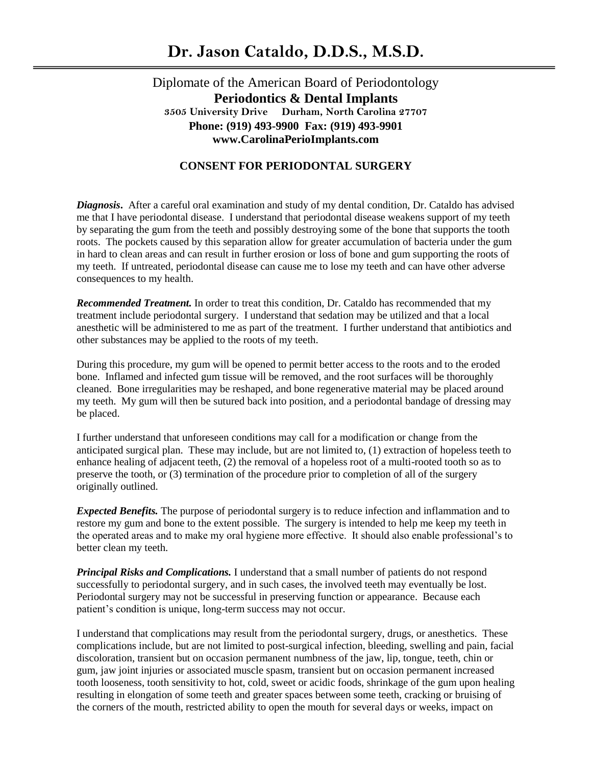# Dr. Jason Cataldo, D.D.S., M.S.D.

Diplomate of the American Board of Periodontology
**Periodontics & Dental Implants**
**3505 University Drive Durham, North Carolina 27707**
**Phone: (919) 493-9900 Fax: (919) 493-9901**
**www.CarolinaPerioImplants.com**

## CONSENT FOR PERIODONTAL SURGERY

***Diagnosis*.** After a careful oral examination and study of my dental condition, Dr. Cataldo has advised me that I have periodontal disease. I understand that periodontal disease weakens support of my teeth by separating the gum from the teeth and possibly destroying some of the bone that supports the tooth roots. The pockets caused by this separation allow for greater accumulation of bacteria under the gum in hard to clean areas and can result in further erosion or loss of bone and gum supporting the roots of my teeth. If untreated, periodontal disease can cause me to lose my teeth and can have other adverse consequences to my health.

***Recommended Treatment.*** In order to treat this condition, Dr. Cataldo has recommended that my treatment include periodontal surgery. I understand that sedation may be utilized and that a local anesthetic will be administered to me as part of the treatment. I further understand that antibiotics and other substances may be applied to the roots of my teeth.

During this procedure, my gum will be opened to permit better access to the roots and to the eroded bone. Inflamed and infected gum tissue will be removed, and the root surfaces will be thoroughly cleaned. Bone irregularities may be reshaped, and bone regenerative material may be placed around my teeth. My gum will then be sutured back into position, and a periodontal bandage of dressing may be placed.

I further understand that unforeseen conditions may call for a modification or change from the anticipated surgical plan. These may include, but are not limited to, (1) extraction of hopeless teeth to enhance healing of adjacent teeth, (2) the removal of a hopeless root of a multi-rooted tooth so as to preserve the tooth, or (3) termination of the procedure prior to completion of all of the surgery originally outlined.

***Expected Benefits.*** The purpose of periodontal surgery is to reduce infection and inflammation and to restore my gum and bone to the extent possible. The surgery is intended to help me keep my teeth in the operated areas and to make my oral hygiene more effective. It should also enable professional's to better clean my teeth.

***Principal Risks and Complications.*** I understand that a small number of patients do not respond successfully to periodontal surgery, and in such cases, the involved teeth may eventually be lost. Periodontal surgery may not be successful in preserving function or appearance. Because each patient's condition is unique, long-term success may not occur.

I understand that complications may result from the periodontal surgery, drugs, or anesthetics. These complications include, but are not limited to post-surgical infection, bleeding, swelling and pain, facial discoloration, transient but on occasion permanent numbness of the jaw, lip, tongue, teeth, chin or gum, jaw joint injuries or associated muscle spasm, transient but on occasion permanent increased tooth looseness, tooth sensitivity to hot, cold, sweet or acidic foods, shrinkage of the gum upon healing resulting in elongation of some teeth and greater spaces between some teeth, cracking or bruising of the corners of the mouth, restricted ability to open the mouth for several days or weeks, impact on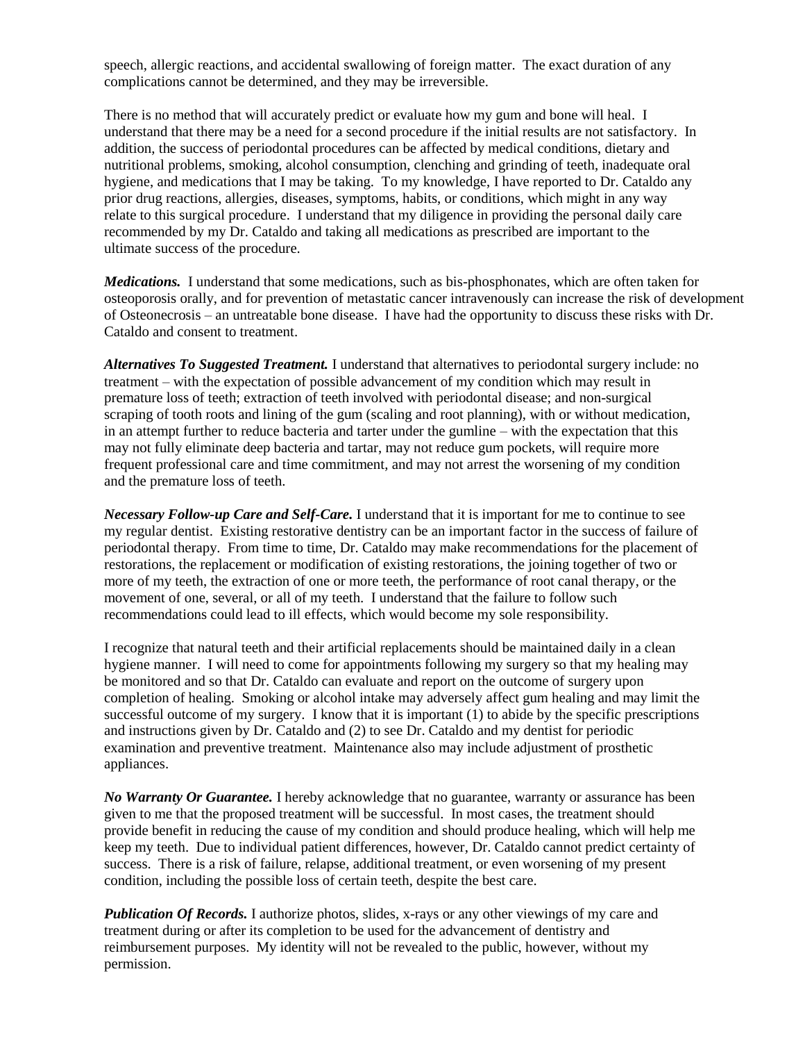speech, allergic reactions, and accidental swallowing of foreign matter. The exact duration of any complications cannot be determined, and they may be irreversible.

There is no method that will accurately predict or evaluate how my gum and bone will heal. I understand that there may be a need for a second procedure if the initial results are not satisfactory. In addition, the success of periodontal procedures can be affected by medical conditions, dietary and nutritional problems, smoking, alcohol consumption, clenching and grinding of teeth, inadequate oral hygiene, and medications that I may be taking. To my knowledge, I have reported to Dr. Cataldo any prior drug reactions, allergies, diseases, symptoms, habits, or conditions, which might in any way relate to this surgical procedure. I understand that my diligence in providing the personal daily care recommended by my Dr. Cataldo and taking all medications as prescribed are important to the ultimate success of the procedure.

***Medications.*** I understand that some medications, such as bis-phosphonates, which are often taken for osteoporosis orally, and for prevention of metastatic cancer intravenously can increase the risk of development of Osteonecrosis – an untreatable bone disease. I have had the opportunity to discuss these risks with Dr. Cataldo and consent to treatment.

***Alternatives To Suggested Treatment.*** I understand that alternatives to periodontal surgery include: no treatment – with the expectation of possible advancement of my condition which may result in premature loss of teeth; extraction of teeth involved with periodontal disease; and non-surgical scraping of tooth roots and lining of the gum (scaling and root planning), with or without medication, in an attempt further to reduce bacteria and tarter under the gumline – with the expectation that this may not fully eliminate deep bacteria and tartar, may not reduce gum pockets, will require more frequent professional care and time commitment, and may not arrest the worsening of my condition and the premature loss of teeth.

***Necessary Follow-up Care and Self-Care.*** I understand that it is important for me to continue to see my regular dentist. Existing restorative dentistry can be an important factor in the success of failure of periodontal therapy. From time to time, Dr. Cataldo may make recommendations for the placement of restorations, the replacement or modification of existing restorations, the joining together of two or more of my teeth, the extraction of one or more teeth, the performance of root canal therapy, or the movement of one, several, or all of my teeth. I understand that the failure to follow such recommendations could lead to ill effects, which would become my sole responsibility.

I recognize that natural teeth and their artificial replacements should be maintained daily in a clean hygiene manner. I will need to come for appointments following my surgery so that my healing may be monitored and so that Dr. Cataldo can evaluate and report on the outcome of surgery upon completion of healing. Smoking or alcohol intake may adversely affect gum healing and may limit the successful outcome of my surgery. I know that it is important (1) to abide by the specific prescriptions and instructions given by Dr. Cataldo and (2) to see Dr. Cataldo and my dentist for periodic examination and preventive treatment. Maintenance also may include adjustment of prosthetic appliances.

***No Warranty Or Guarantee.*** I hereby acknowledge that no guarantee, warranty or assurance has been given to me that the proposed treatment will be successful. In most cases, the treatment should provide benefit in reducing the cause of my condition and should produce healing, which will help me keep my teeth. Due to individual patient differences, however, Dr. Cataldo cannot predict certainty of success. There is a risk of failure, relapse, additional treatment, or even worsening of my present condition, including the possible loss of certain teeth, despite the best care.

***Publication Of Records.*** I authorize photos, slides, x-rays or any other viewings of my care and treatment during or after its completion to be used for the advancement of dentistry and reimbursement purposes. My identity will not be revealed to the public, however, without my permission.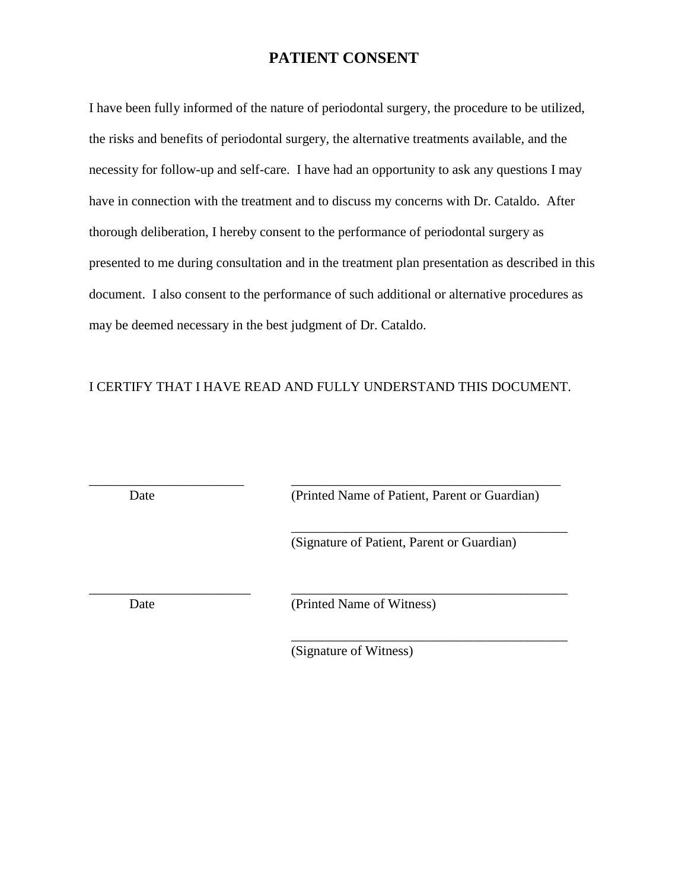# PATIENT CONSENT

I have been fully informed of the nature of periodontal surgery, the procedure to be utilized, the risks and benefits of periodontal surgery, the alternative treatments available, and the necessity for follow-up and self-care. I have had an opportunity to ask any questions I may have in connection with the treatment and to discuss my concerns with Dr. Cataldo. After thorough deliberation, I hereby consent to the performance of periodontal surgery as presented to me during consultation and in the treatment plan presentation as described in this document. I also consent to the performance of such additional or alternative procedures as may be deemed necessary in the best judgment of Dr. Cataldo.

I CERTIFY THAT I HAVE READ AND FULLY UNDERSTAND THIS DOCUMENT.

_______________________ Date

__________________________________________ (Printed Name of Patient, Parent or Guardian)

__________________________________________ (Signature of Patient, Parent or Guardian)

_______________________ Date

__________________________________________ (Printed Name of Witness)

__________________________________________ (Signature of Witness)